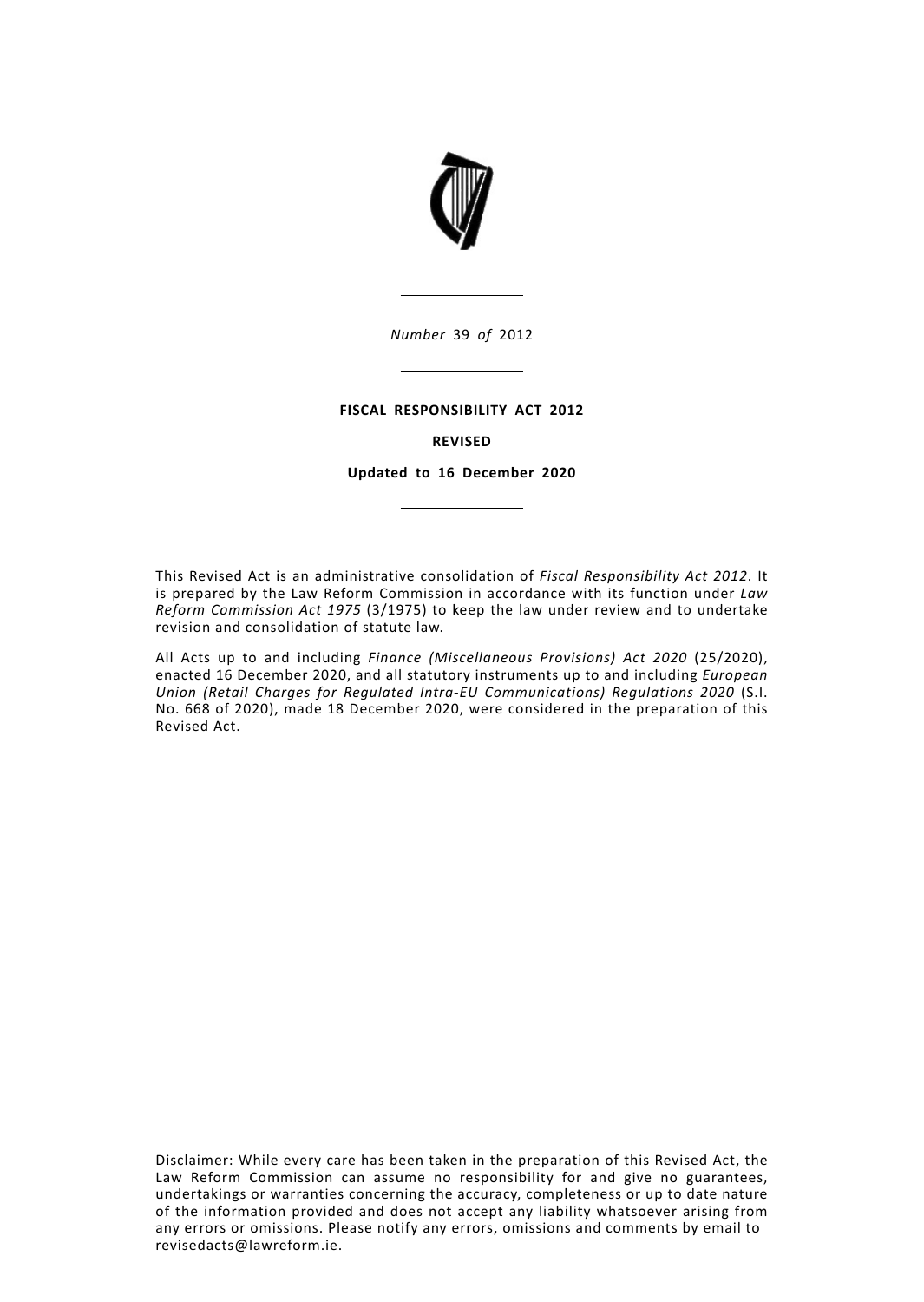*Number* 39 *of* 2012

**FISCAL RESPONSIBILITY ACT 2012**

**REVISED**

**Updated to 16 December 2020**

This Revised Act is an administrative consolidation of *Fiscal Responsibility Act 2012*. It is prepared by the Law Reform Commission in accordance with its function under *Law Reform Commission Act 1975* (3/1975) to keep the law under review and to undertake revision and consolidation of statute law.

All Acts up to and including *Finance (Miscellaneous Provisions) Act 2020* (25/2020), enacted 16 December 2020, and all statutory instruments up to and including *European Union (Retail Charges for Regulated Intra-EU Communications) Regulations 2020* (S.I. No. 668 of 2020), made 18 December 2020, were considered in the preparation of this Revised Act.

Disclaimer: While every care has been taken in the preparation of this Revised Act, the Law Reform Commission can assume no responsibility for and give no guarantees, undertakings or warranties concerning the accuracy, completeness or up to date nature of the information provided and does not accept any liability whatsoever arising from any errors or omissions. Please notify any errors, omissions and comments by email to revisedacts@lawreform.ie.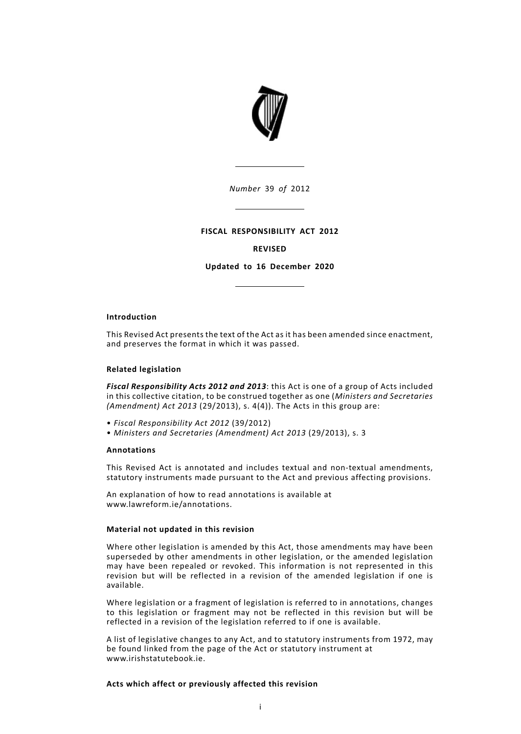*Number* 39 *of* 2012

**FISCAL RESPONSIBILITY ACT 2012**

**REVISED**

**Updated to 16 December 2020**

**Introduction**

This Revised Act presents the text of the Act as it has been amended since enactment, and preserves the format in which it was passed.

**Related legislation**

***Fiscal Responsibility Acts 2012 and 2013***: this Act is one of a group of Acts included in this collective citation, to be construed together as one (*Ministers and Secretaries (Amendment) Act 2013* (29/2013), s. 4(4)). The Acts in this group are:

- *Fiscal Responsibility Act 2012* (39/2012)
- *Ministers and Secretaries (Amendment) Act 2013* (29/2013), s. 3

**Annotations**

This Revised Act is annotated and includes textual and non-textual amendments, statutory instruments made pursuant to the Act and previous affecting provisions.

An explanation of how to read annotations is available at www.lawreform.ie/annotations.

**Material not updated in this revision**

Where other legislation is amended by this Act, those amendments may have been superseded by other amendments in other legislation, or the amended legislation may have been repealed or revoked. This information is not represented in this revision but will be reflected in a revision of the amended legislation if one is available.

Where legislation or a fragment of legislation is referred to in annotations, changes to this legislation or fragment may not be reflected in this revision but will be reflected in a revision of the legislation referred to if one is available.

A list of legislative changes to any Act, and to statutory instruments from 1972, may be found linked from the page of the Act or statutory instrument at www.irishstatutebook.ie.

**Acts which affect or previously affected this revision**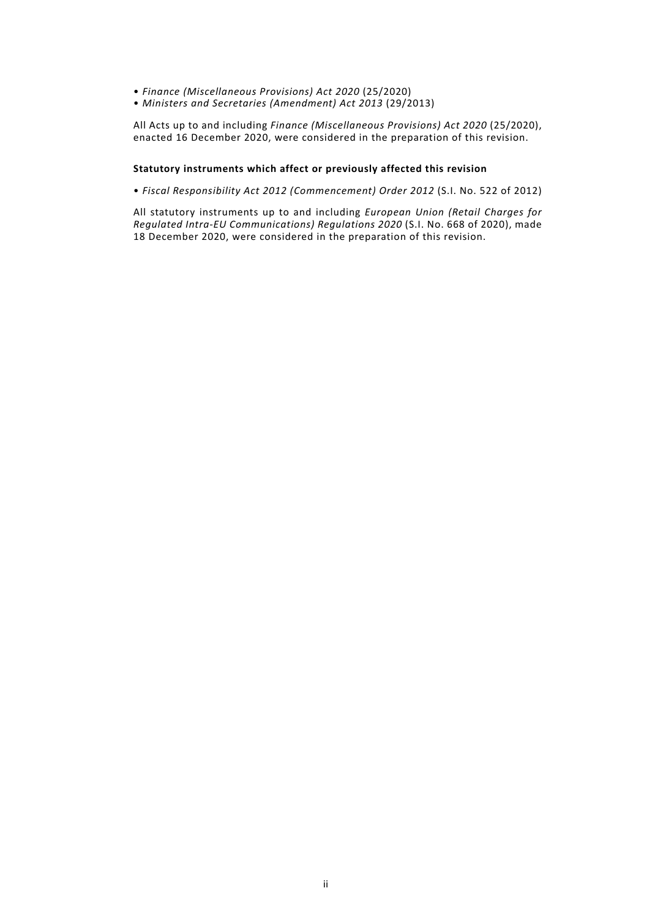- *Finance (Miscellaneous Provisions) Act 2020* (25/2020)
- *Ministers and Secretaries (Amendment) Act 2013* (29/2013)

All Acts up to and including *Finance (Miscellaneous Provisions) Act 2020* (25/2020), enacted 16 December 2020, were considered in the preparation of this revision.

**Statutory instruments which affect or previously affected this revision**

- *Fiscal Responsibility Act 2012 (Commencement) Order 2012* (S.I. No. 522 of 2012)

All statutory instruments up to and including *European Union (Retail Charges for Regulated Intra-EU Communications) Regulations 2020* (S.I. No. 668 of 2020), made 18 December 2020, were considered in the preparation of this revision.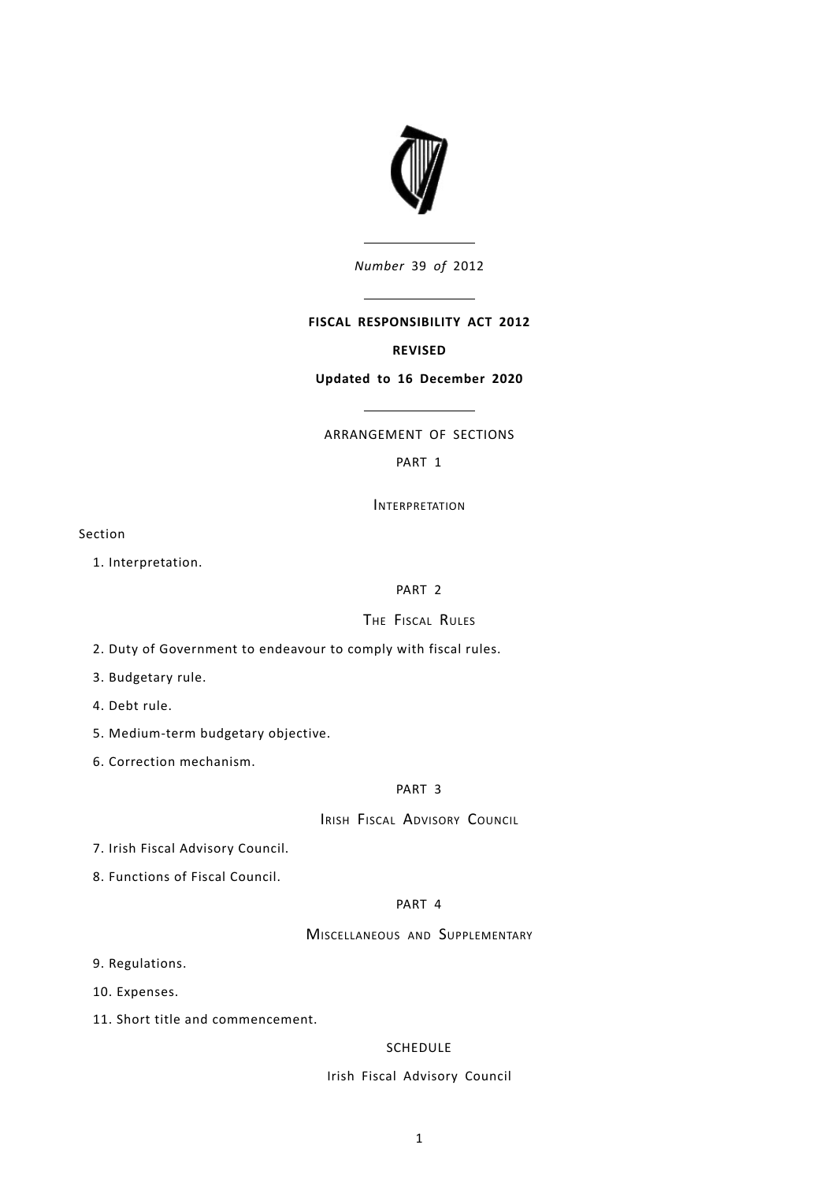*Number* 39 *of* 2012

**FISCAL RESPONSIBILITY ACT 2012**

**REVISED**

**Updated to 16 December 2020**

ARRANGEMENT OF SECTIONS

PART 1

INTERPRETATION

Section

1. Interpretation.

PART 2

THE FISCAL RULES

2. Duty of Government to endeavour to comply with fiscal rules.

3. Budgetary rule.

4. Debt rule.

5. Medium-term budgetary objective.

6. Correction mechanism.

PART 3

IRISH FISCAL ADVISORY COUNCIL

7. Irish Fiscal Advisory Council.

8. Functions of Fiscal Council.

PART 4

MISCELLANEOUS AND SUPPLEMENTARY

9. Regulations.

10. Expenses.

11. Short title and commencement.

SCHEDULE

Irish Fiscal Advisory Council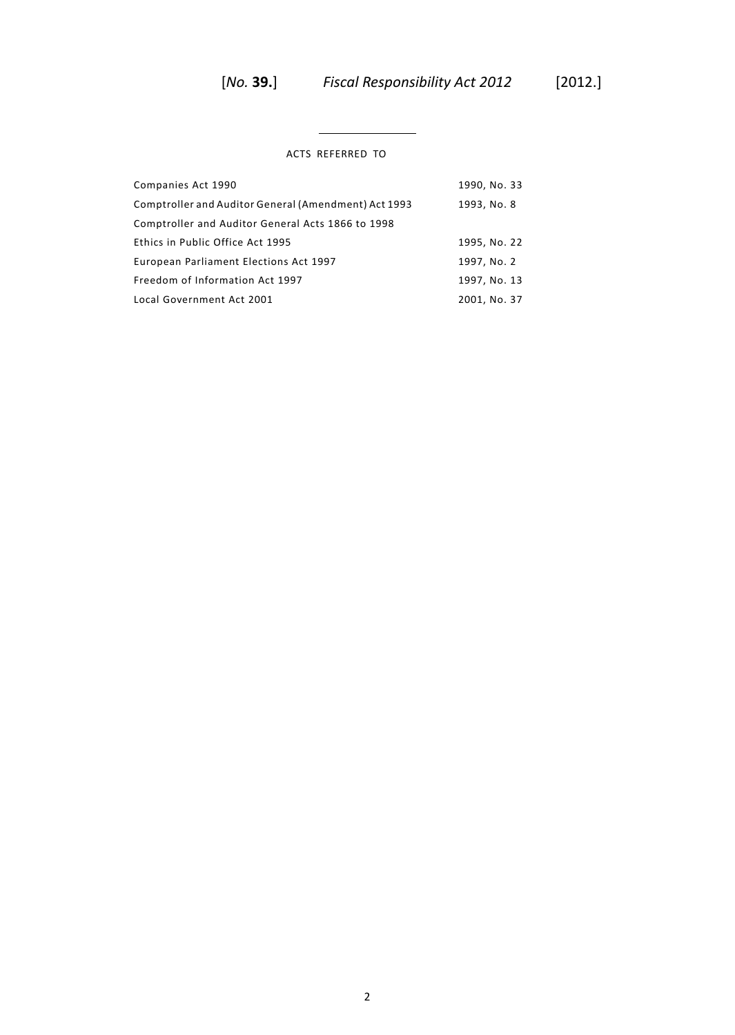## ACTS REFERRED TO

| | |
|---|---|
| Companies Act 1990 | 1990, No. 33 |
| Comptroller and Auditor General (Amendment) Act 1993 | 1993, No. 8 |
| Comptroller and Auditor General Acts 1866 to 1998 | |
| Ethics in Public Office Act 1995 | 1995, No. 22 |
| European Parliament Elections Act 1997 | 1997, No. 2 |
| Freedom of Information Act 1997 | 1997, No. 13 |
| Local Government Act 2001 | 2001, No. 37 |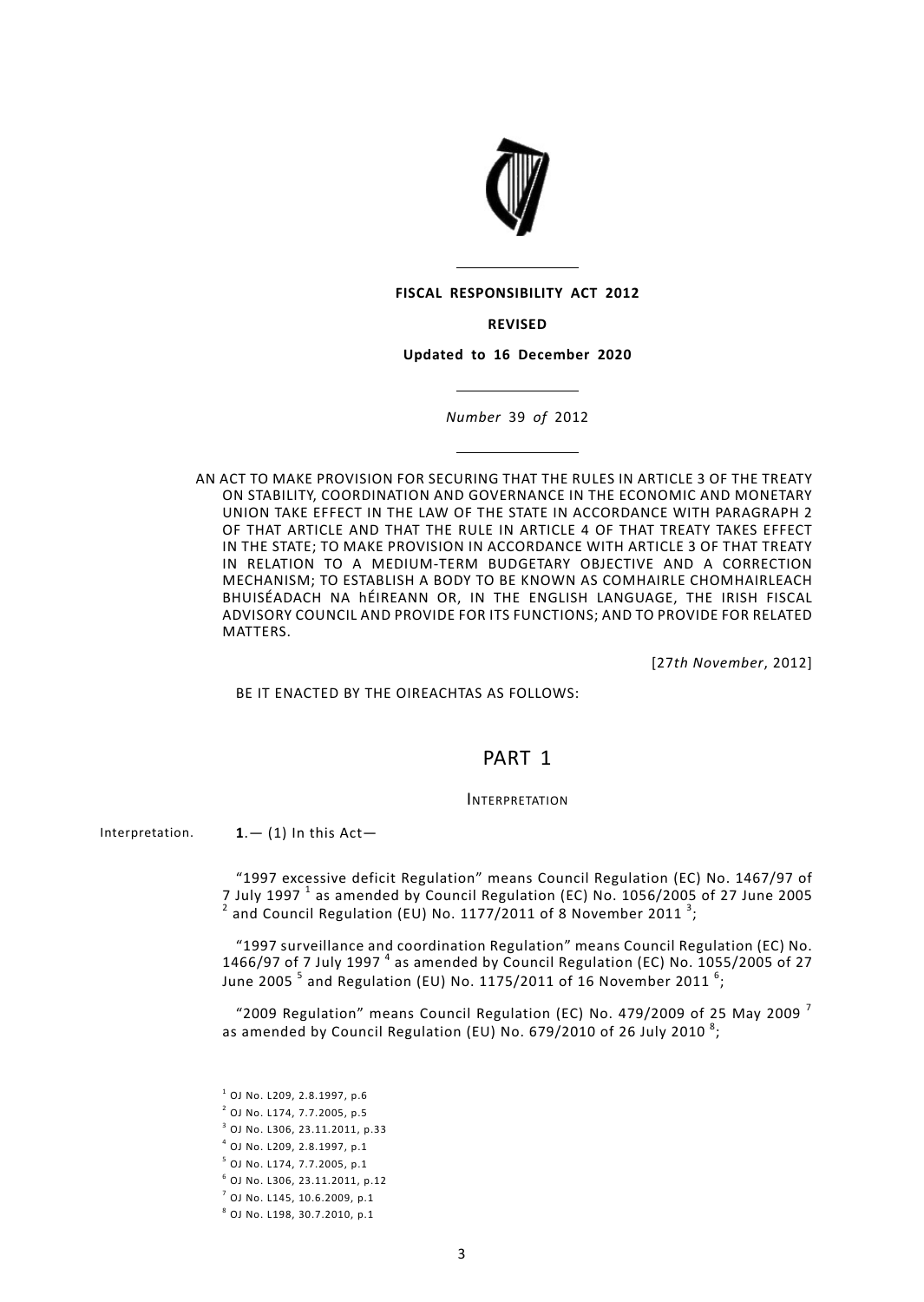**FISCAL RESPONSIBILITY ACT 2012**

**REVISED**

**Updated to 16 December 2020**

*Number* 39 *of* 2012

AN ACT TO MAKE PROVISION FOR SECURING THAT THE RULES IN ARTICLE 3 OF THE TREATY ON STABILITY, COORDINATION AND GOVERNANCE IN THE ECONOMIC AND MONETARY UNION TAKE EFFECT IN THE LAW OF THE STATE IN ACCORDANCE WITH PARAGRAPH 2 OF THAT ARTICLE AND THAT THE RULE IN ARTICLE 4 OF THAT TREATY TAKES EFFECT IN THE STATE; TO MAKE PROVISION IN ACCORDANCE WITH ARTICLE 3 OF THAT TREATY IN RELATION TO A MEDIUM-TERM BUDGETARY OBJECTIVE AND A CORRECTION MECHANISM; TO ESTABLISH A BODY TO BE KNOWN AS COMHAIRLE CHOMHAIRLEACH BHUISÉADACH NA hÉIREANN OR, IN THE ENGLISH LANGUAGE, THE IRISH FISCAL ADVISORY COUNCIL AND PROVIDE FOR ITS FUNCTIONS; AND TO PROVIDE FOR RELATED MATTERS.

[27*th November*, 2012]

BE IT ENACTED BY THE OIREACHTAS AS FOLLOWS:

# PART 1

## INTERPRETATION

Interpretation. **1**.— (1) In this Act—

"1997 excessive deficit Regulation" means Council Regulation (EC) No. 1467/97 of 7 July 1997 [1] as amended by Council Regulation (EC) No. 1056/2005 of 27 June 2005 [2] and Council Regulation (EU) No. 1177/2011 of 8 November 2011 [3];

"1997 surveillance and coordination Regulation" means Council Regulation (EC) No. 1466/97 of 7 July 1997 [4] as amended by Council Regulation (EC) No. 1055/2005 of 27 June 2005 [5] and Regulation (EU) No. 1175/2011 of 16 November 2011 [6];

"2009 Regulation" means Council Regulation (EC) No. 479/2009 of 25 May 2009 [7] as amended by Council Regulation (EU) No. 679/2010 of 26 July 2010 [8];

[1] OJ No. L209, 2.8.1997, p.6
[2] OJ No. L174, 7.7.2005, p.5
[3] OJ No. L306, 23.11.2011, p.33
[4] OJ No. L209, 2.8.1997, p.1
[5] OJ No. L174, 7.7.2005, p.1
[6] OJ No. L306, 23.11.2011, p.12
[7] OJ No. L145, 10.6.2009, p.1
[8] OJ No. L198, 30.7.2010, p.1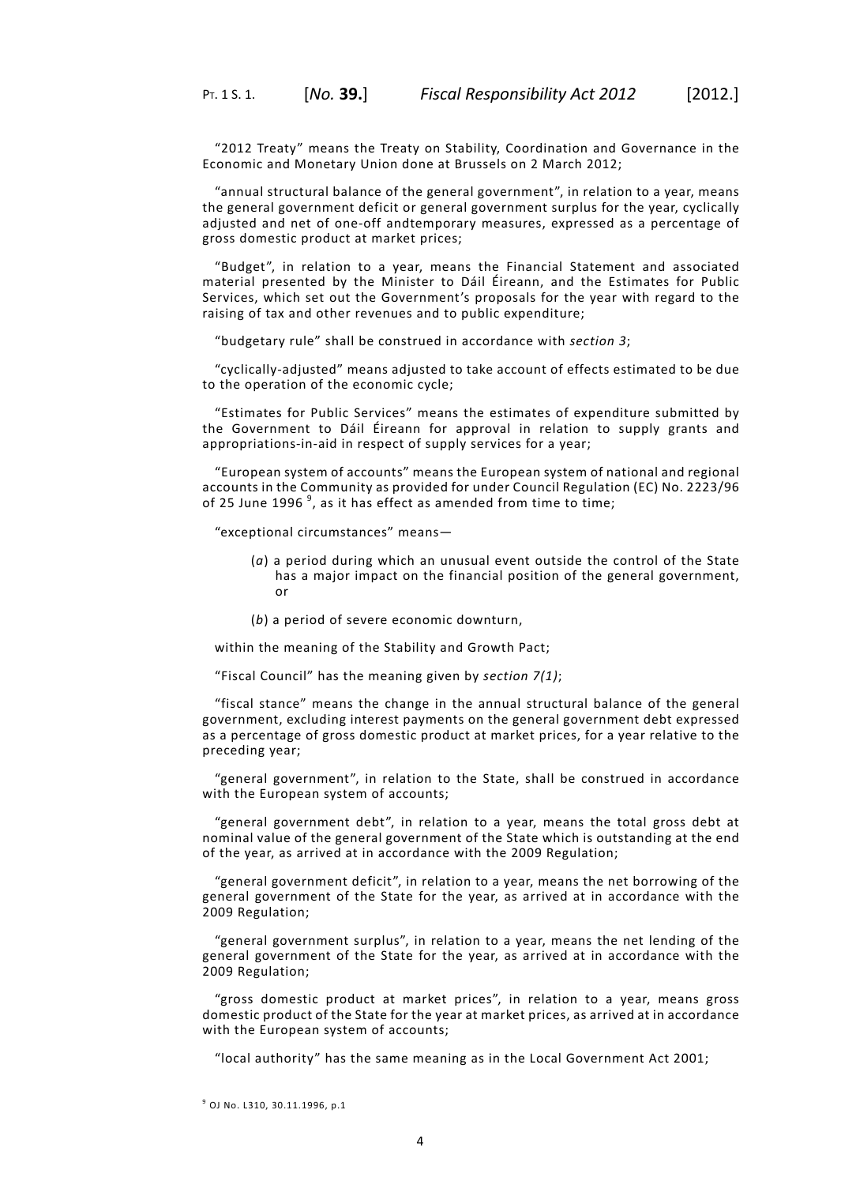"2012 Treaty" means the Treaty on Stability, Coordination and Governance in the Economic and Monetary Union done at Brussels on 2 March 2012;

"annual structural balance of the general government", in relation to a year, means the general government deficit or general government surplus for the year, cyclically adjusted and net of one-off andtemporary measures, expressed as a percentage of gross domestic product at market prices;

"Budget", in relation to a year, means the Financial Statement and associated material presented by the Minister to Dáil Éireann, and the Estimates for Public Services, which set out the Government's proposals for the year with regard to the raising of tax and other revenues and to public expenditure;

"budgetary rule" shall be construed in accordance with *section 3*;

"cyclically-adjusted" means adjusted to take account of effects estimated to be due to the operation of the economic cycle;

"Estimates for Public Services" means the estimates of expenditure submitted by the Government to Dáil Éireann for approval in relation to supply grants and appropriations-in-aid in respect of supply services for a year;

"European system of accounts" means the European system of national and regional accounts in the Community as provided for under Council Regulation (EC) No. 2223/96 of 25 June 1996 [9], as it has effect as amended from time to time;

"exceptional circumstances" means—

(*a*) a period during which an unusual event outside the control of the State has a major impact on the financial position of the general government, or

(*b*) a period of severe economic downturn,

within the meaning of the Stability and Growth Pact;

"Fiscal Council" has the meaning given by *section 7(1)*;

"fiscal stance" means the change in the annual structural balance of the general government, excluding interest payments on the general government debt expressed as a percentage of gross domestic product at market prices, for a year relative to the preceding year;

"general government", in relation to the State, shall be construed in accordance with the European system of accounts;

"general government debt", in relation to a year, means the total gross debt at nominal value of the general government of the State which is outstanding at the end of the year, as arrived at in accordance with the 2009 Regulation;

"general government deficit", in relation to a year, means the net borrowing of the general government of the State for the year, as arrived at in accordance with the 2009 Regulation;

"general government surplus", in relation to a year, means the net lending of the general government of the State for the year, as arrived at in accordance with the 2009 Regulation;

"gross domestic product at market prices", in relation to a year, means gross domestic product of the State for the year at market prices, as arrived at in accordance with the European system of accounts;

"local authority" has the same meaning as in the Local Government Act 2001;

[9] OJ No. L310, 30.11.1996, p.1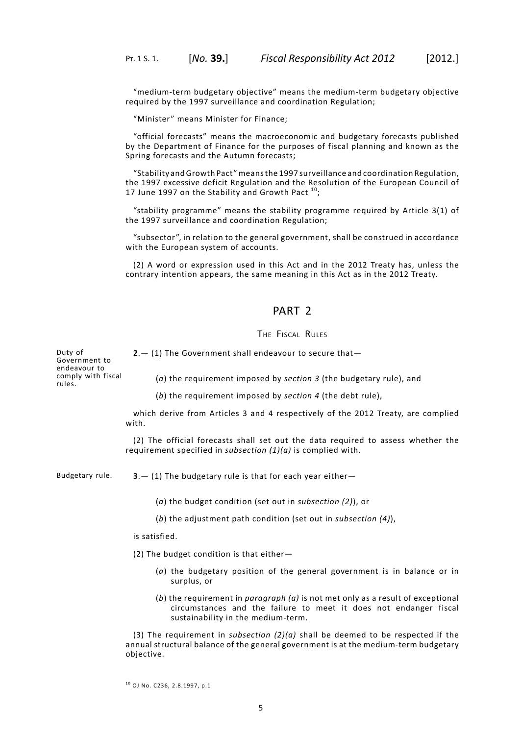"medium-term budgetary objective" means the medium-term budgetary objective required by the 1997 surveillance and coordination Regulation;

"Minister" means Minister for Finance;

"official forecasts" means the macroeconomic and budgetary forecasts published by the Department of Finance for the purposes of fiscal planning and known as the Spring forecasts and the Autumn forecasts;

"Stability and Growth Pact" means the 1997 surveillance and coordination Regulation, the 1997 excessive deficit Regulation and the Resolution of the European Council of 17 June 1997 on the Stability and Growth Pact [10];

"stability programme" means the stability programme required by Article 3(1) of the 1997 surveillance and coordination Regulation;

"subsector", in relation to the general government, shall be construed in accordance with the European system of accounts.

(2) A word or expression used in this Act and in the 2012 Treaty has, unless the contrary intention appears, the same meaning in this Act as in the 2012 Treaty.

## PART 2

### The Fiscal Rules

Duty of Government to endeavour to comply with fiscal rules.

**2**.— (1) The Government shall endeavour to secure that—

(*a*) the requirement imposed by *section 3* (the budgetary rule), and

(*b*) the requirement imposed by *section 4* (the debt rule),

which derive from Articles 3 and 4 respectively of the 2012 Treaty, are complied with.

(2) The official forecasts shall set out the data required to assess whether the requirement specified in *subsection (1)(a)* is complied with.

Budgetary rule.

**3**.— (1) The budgetary rule is that for each year either—

(*a*) the budget condition (set out in *subsection (2)*), or

(*b*) the adjustment path condition (set out in *subsection (4)*),

is satisfied.

(2) The budget condition is that either—

(*a*) the budgetary position of the general government is in balance or in surplus, or

(*b*) the requirement in *paragraph (a)* is not met only as a result of exceptional circumstances and the failure to meet it does not endanger fiscal sustainability in the medium-term.

(3) The requirement in *subsection (2)(a)* shall be deemed to be respected if the annual structural balance of the general government is at the medium-term budgetary objective.

[10] OJ No. C236, 2.8.1997, p.1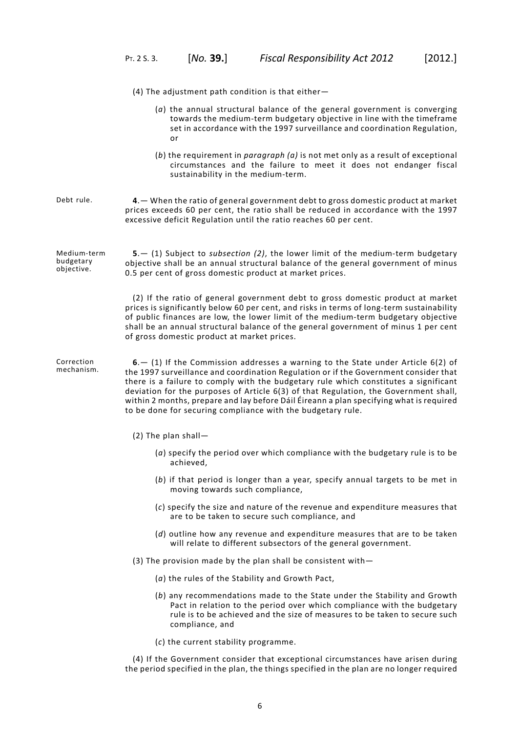(4) The adjustment path condition is that either—

(*a*) the annual structural balance of the general government is converging towards the medium-term budgetary objective in line with the timeframe set in accordance with the 1997 surveillance and coordination Regulation, or

(*b*) the requirement in *paragraph (a)* is not met only as a result of exceptional circumstances and the failure to meet it does not endanger fiscal sustainability in the medium-term.

Debt rule.

**4**.— When the ratio of general government debt to gross domestic product at market prices exceeds 60 per cent, the ratio shall be reduced in accordance with the 1997 excessive deficit Regulation until the ratio reaches 60 per cent.

Medium-term budgetary objective.

**5**.— (1) Subject to *subsection (2)*, the lower limit of the medium-term budgetary objective shall be an annual structural balance of the general government of minus 0.5 per cent of gross domestic product at market prices.

(2) If the ratio of general government debt to gross domestic product at market prices is significantly below 60 per cent, and risks in terms of long-term sustainability of public finances are low, the lower limit of the medium-term budgetary objective shall be an annual structural balance of the general government of minus 1 per cent of gross domestic product at market prices.

Correction mechanism.

**6**.— (1) If the Commission addresses a warning to the State under Article 6(2) of the 1997 surveillance and coordination Regulation or if the Government consider that there is a failure to comply with the budgetary rule which constitutes a significant deviation for the purposes of Article 6(3) of that Regulation, the Government shall, within 2 months, prepare and lay before Dáil Éireann a plan specifying what is required to be done for securing compliance with the budgetary rule.

(2) The plan shall—

(*a*) specify the period over which compliance with the budgetary rule is to be achieved,

(*b*) if that period is longer than a year, specify annual targets to be met in moving towards such compliance,

(*c*) specify the size and nature of the revenue and expenditure measures that are to be taken to secure such compliance, and

(*d*) outline how any revenue and expenditure measures that are to be taken will relate to different subsectors of the general government.

(3) The provision made by the plan shall be consistent with—

(*a*) the rules of the Stability and Growth Pact,

(*b*) any recommendations made to the State under the Stability and Growth Pact in relation to the period over which compliance with the budgetary rule is to be achieved and the size of measures to be taken to secure such compliance, and

(*c*) the current stability programme.

(4) If the Government consider that exceptional circumstances have arisen during the period specified in the plan, the things specified in the plan are no longer required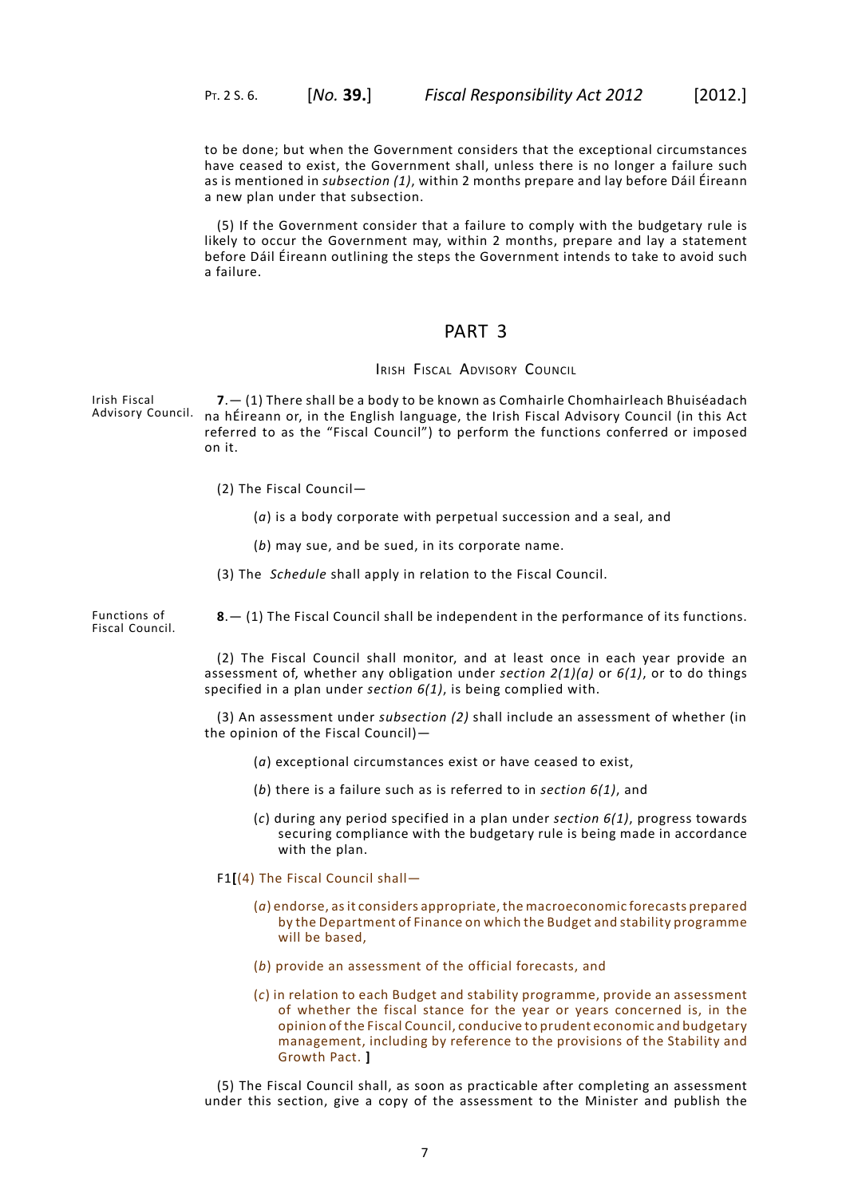to be done; but when the Government considers that the exceptional circumstances have ceased to exist, the Government shall, unless there is no longer a failure such as is mentioned in *subsection (1)*, within 2 months prepare and lay before Dáil Éireann a new plan under that subsection.

(5) If the Government consider that a failure to comply with the budgetary rule is likely to occur the Government may, within 2 months, prepare and lay a statement before Dáil Éireann outlining the steps the Government intends to take to avoid such a failure.

## PART 3

### Irish Fiscal Advisory Council

Irish Fiscal Advisory Council.

**7**.— (1) There shall be a body to be known as Comhairle Chomhairleach Bhuiséadach na hÉireann or, in the English language, the Irish Fiscal Advisory Council (in this Act referred to as the "Fiscal Council") to perform the functions conferred or imposed on it.

(2) The Fiscal Council—

(*a*) is a body corporate with perpetual succession and a seal, and

(*b*) may sue, and be sued, in its corporate name.

(3) The *Schedule* shall apply in relation to the Fiscal Council.

Functions of Fiscal Council.

**8**.— (1) The Fiscal Council shall be independent in the performance of its functions.

(2) The Fiscal Council shall monitor, and at least once in each year provide an assessment of, whether any obligation under *section 2(1)(a)* or *6(1)*, or to do things specified in a plan under *section 6(1)*, is being complied with.

(3) An assessment under *subsection (2)* shall include an assessment of whether (in the opinion of the Fiscal Council)—

(*a*) exceptional circumstances exist or have ceased to exist,

(*b*) there is a failure such as is referred to in *section 6(1)*, and

(*c*) during any period specified in a plan under *section 6(1)*, progress towards securing compliance with the budgetary rule is being made in accordance with the plan.

F1**[**(4) The Fiscal Council shall—

(*a*) endorse, as it considers appropriate, the macroeconomic forecasts prepared by the Department of Finance on which the Budget and stability programme will be based,

(*b*) provide an assessment of the official forecasts, and

(*c*) in relation to each Budget and stability programme, provide an assessment of whether the fiscal stance for the year or years concerned is, in the opinion of the Fiscal Council, conducive to prudent economic and budgetary management, including by reference to the provisions of the Stability and Growth Pact. **]**

(5) The Fiscal Council shall, as soon as practicable after completing an assessment under this section, give a copy of the assessment to the Minister and publish the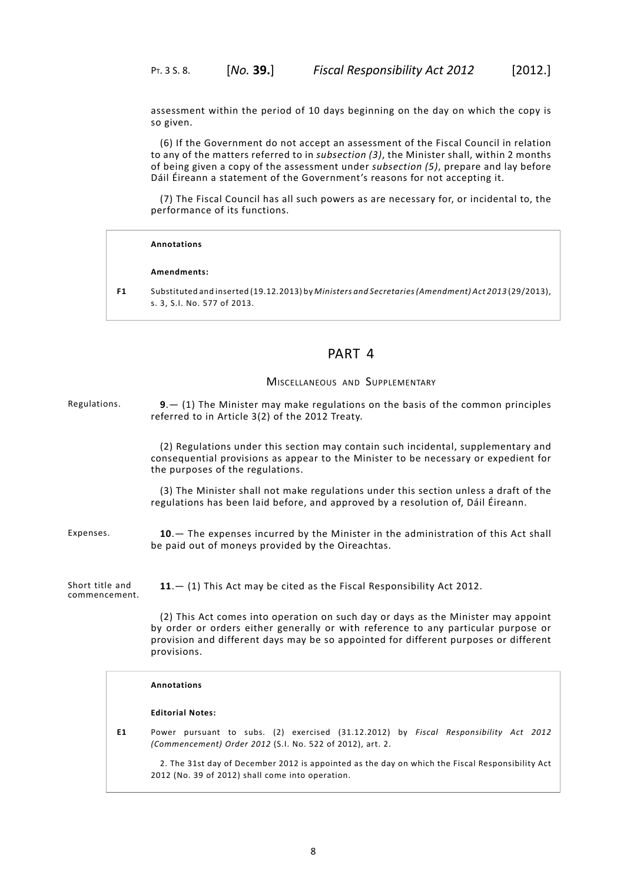assessment within the period of 10 days beginning on the day on which the copy is so given.

(6) If the Government do not accept an assessment of the Fiscal Council in relation to any of the matters referred to in *subsection (3)*, the Minister shall, within 2 months of being given a copy of the assessment under *subsection (5)*, prepare and lay before Dáil Éireann a statement of the Government's reasons for not accepting it.

(7) The Fiscal Council has all such powers as are necessary for, or incidental to, the performance of its functions.

> **Annotations**
>
> **Amendments:**
>
> **F1** Substituted and inserted (19.12.2013) by *Ministers and Secretaries (Amendment) Act 2013* (29/2013), s. 3, S.I. No. 577 of 2013.

## PART 4

### Miscellaneous and Supplementary

Regulations.

**9**.— (1) The Minister may make regulations on the basis of the common principles referred to in Article 3(2) of the 2012 Treaty.

(2) Regulations under this section may contain such incidental, supplementary and consequential provisions as appear to the Minister to be necessary or expedient for the purposes of the regulations.

(3) The Minister shall not make regulations under this section unless a draft of the regulations has been laid before, and approved by a resolution of, Dáil Éireann.

Expenses.

**10**.— The expenses incurred by the Minister in the administration of this Act shall be paid out of moneys provided by the Oireachtas.

Short title and commencement.

**11**.— (1) This Act may be cited as the Fiscal Responsibility Act 2012.

(2) This Act comes into operation on such day or days as the Minister may appoint by order or orders either generally or with reference to any particular purpose or provision and different days may be so appointed for different purposes or different provisions.

> **Annotations**
>
> **Editorial Notes:**
>
> **E1** Power pursuant to subs. (2) exercised (31.12.2012) by *Fiscal Responsibility Act 2012 (Commencement) Order 2012* (S.I. No. 522 of 2012), art. 2.
>
> 2. The 31st day of December 2012 is appointed as the day on which the Fiscal Responsibility Act 2012 (No. 39 of 2012) shall come into operation.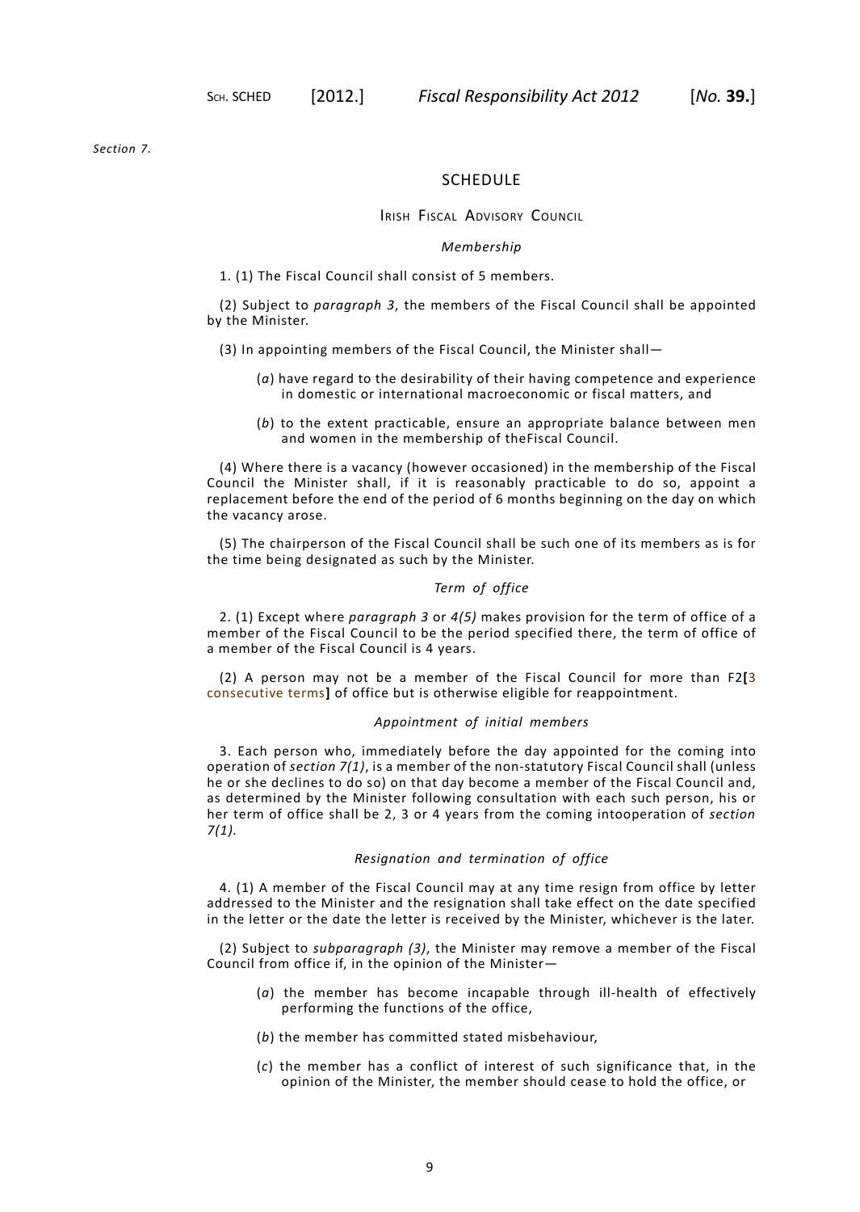*Section 7.*

## SCHEDULE

### Irish Fiscal Advisory Council

*Membership*

1. (1) The Fiscal Council shall consist of 5 members.

(2) Subject to *paragraph 3*, the members of the Fiscal Council shall be appointed by the Minister.

(3) In appointing members of the Fiscal Council, the Minister shall—

(*a*) have regard to the desirability of their having competence and experience in domestic or international macroeconomic or fiscal matters, and

(*b*) to the extent practicable, ensure an appropriate balance between men and women in the membership of theFiscal Council.

(4) Where there is a vacancy (however occasioned) in the membership of the Fiscal Council the Minister shall, if it is reasonably practicable to do so, appoint a replacement before the end of the period of 6 months beginning on the day on which the vacancy arose.

(5) The chairperson of the Fiscal Council shall be such one of its members as is for the time being designated as such by the Minister.

*Term of office*

2. (1) Except where *paragraph 3* or *4(5)* makes provision for the term of office of a member of the Fiscal Council to be the period specified there, the term of office of a member of the Fiscal Council is 4 years.

(2) A person may not be a member of the Fiscal Council for more than F2[3 consecutive terms] of office but is otherwise eligible for reappointment.

*Appointment of initial members*

3. Each person who, immediately before the day appointed for the coming into operation of *section 7(1)*, is a member of the non-statutory Fiscal Council shall (unless he or she declines to do so) on that day become a member of the Fiscal Council and, as determined by the Minister following consultation with each such person, his or her term of office shall be 2, 3 or 4 years from the coming intooperation of *section 7(1)*.

*Resignation and termination of office*

4. (1) A member of the Fiscal Council may at any time resign from office by letter addressed to the Minister and the resignation shall take effect on the date specified in the letter or the date the letter is received by the Minister, whichever is the later.

(2) Subject to *subparagraph (3)*, the Minister may remove a member of the Fiscal Council from office if, in the opinion of the Minister—

(*a*) the member has become incapable through ill-health of effectively performing the functions of the office,

(*b*) the member has committed stated misbehaviour,

(*c*) the member has a conflict of interest of such significance that, in the opinion of the Minister, the member should cease to hold the office, or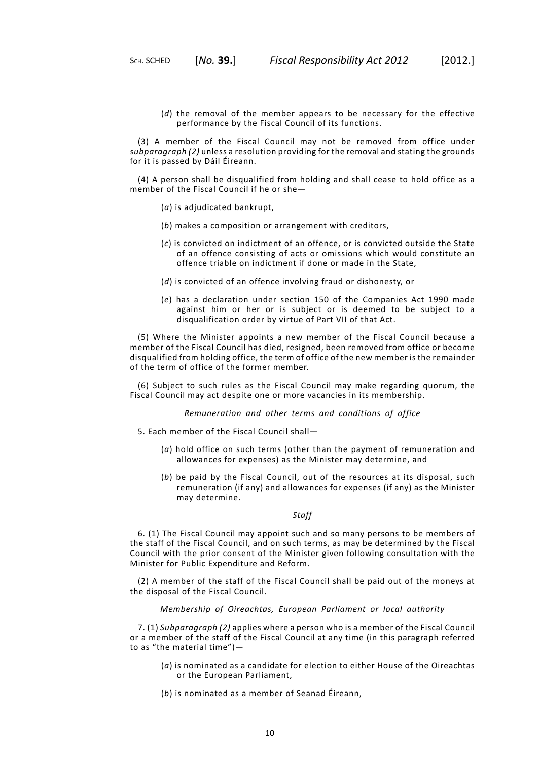(*d*) the removal of the member appears to be necessary for the effective performance by the Fiscal Council of its functions.

(3) A member of the Fiscal Council may not be removed from office under *subparagraph (2)* unless a resolution providing for the removal and stating the grounds for it is passed by Dáil Éireann.

(4) A person shall be disqualified from holding and shall cease to hold office as a member of the Fiscal Council if he or she—

(*a*) is adjudicated bankrupt,

(*b*) makes a composition or arrangement with creditors,

(*c*) is convicted on indictment of an offence, or is convicted outside the State of an offence consisting of acts or omissions which would constitute an offence triable on indictment if done or made in the State,

(*d*) is convicted of an offence involving fraud or dishonesty, or

(*e*) has a declaration under section 150 of the Companies Act 1990 made against him or her or is subject or is deemed to be subject to a disqualification order by virtue of Part VII of that Act.

(5) Where the Minister appoints a new member of the Fiscal Council because a member of the Fiscal Council has died, resigned, been removed from office or become disqualified from holding office, the term of office of the new member is the remainder of the term of office of the former member.

(6) Subject to such rules as the Fiscal Council may make regarding quorum, the Fiscal Council may act despite one or more vacancies in its membership.

*Remuneration and other terms and conditions of office*

5. Each member of the Fiscal Council shall—

(*a*) hold office on such terms (other than the payment of remuneration and allowances for expenses) as the Minister may determine, and

(*b*) be paid by the Fiscal Council, out of the resources at its disposal, such remuneration (if any) and allowances for expenses (if any) as the Minister may determine.

*Staff*

6. (1) The Fiscal Council may appoint such and so many persons to be members of the staff of the Fiscal Council, and on such terms, as may be determined by the Fiscal Council with the prior consent of the Minister given following consultation with the Minister for Public Expenditure and Reform.

(2) A member of the staff of the Fiscal Council shall be paid out of the moneys at the disposal of the Fiscal Council.

*Membership of Oireachtas, European Parliament or local authority*

7. (1) *Subparagraph (2)* applies where a person who is a member of the Fiscal Council or a member of the staff of the Fiscal Council at any time (in this paragraph referred to as "the material time")—

(*a*) is nominated as a candidate for election to either House of the Oireachtas or the European Parliament,

(*b*) is nominated as a member of Seanad Éireann,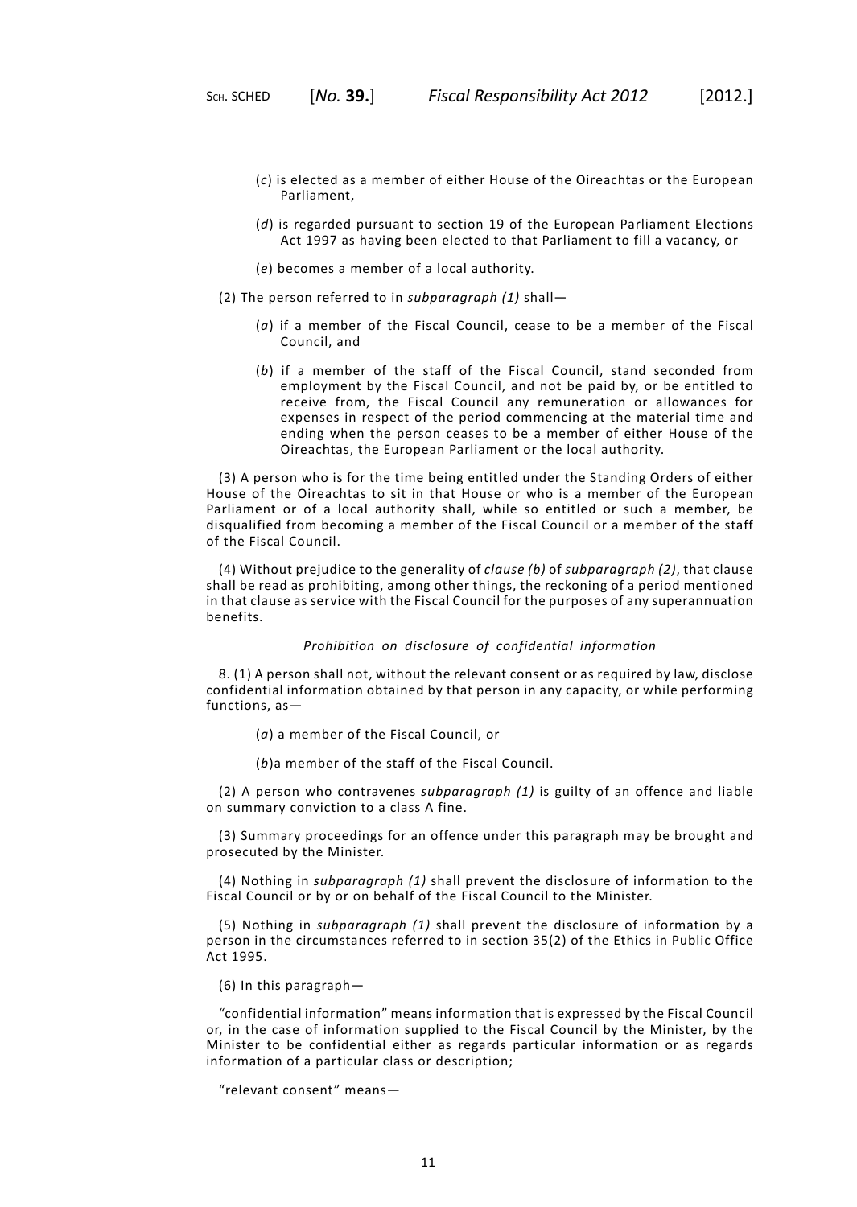(*c*) is elected as a member of either House of the Oireachtas or the European Parliament,

(*d*) is regarded pursuant to section 19 of the European Parliament Elections Act 1997 as having been elected to that Parliament to fill a vacancy, or

(*e*) becomes a member of a local authority.

(2) The person referred to in *subparagraph (1)* shall—

(*a*) if a member of the Fiscal Council, cease to be a member of the Fiscal Council, and

(*b*) if a member of the staff of the Fiscal Council, stand seconded from employment by the Fiscal Council, and not be paid by, or be entitled to receive from, the Fiscal Council any remuneration or allowances for expenses in respect of the period commencing at the material time and ending when the person ceases to be a member of either House of the Oireachtas, the European Parliament or the local authority.

(3) A person who is for the time being entitled under the Standing Orders of either House of the Oireachtas to sit in that House or who is a member of the European Parliament or of a local authority shall, while so entitled or such a member, be disqualified from becoming a member of the Fiscal Council or a member of the staff of the Fiscal Council.

(4) Without prejudice to the generality of *clause (b)* of *subparagraph (2)*, that clause shall be read as prohibiting, among other things, the reckoning of a period mentioned in that clause as service with the Fiscal Council for the purposes of any superannuation benefits.

*Prohibition on disclosure of confidential information*

8. (1) A person shall not, without the relevant consent or as required by law, disclose confidential information obtained by that person in any capacity, or while performing functions, as—

(*a*) a member of the Fiscal Council, or

(*b*)a member of the staff of the Fiscal Council.

(2) A person who contravenes *subparagraph (1)* is guilty of an offence and liable on summary conviction to a class A fine.

(3) Summary proceedings for an offence under this paragraph may be brought and prosecuted by the Minister.

(4) Nothing in *subparagraph (1)* shall prevent the disclosure of information to the Fiscal Council or by or on behalf of the Fiscal Council to the Minister.

(5) Nothing in *subparagraph (1)* shall prevent the disclosure of information by a person in the circumstances referred to in section 35(2) of the Ethics in Public Office Act 1995.

(6) In this paragraph—

"confidential information" means information that is expressed by the Fiscal Council or, in the case of information supplied to the Fiscal Council by the Minister, by the Minister to be confidential either as regards particular information or as regards information of a particular class or description;

"relevant consent" means—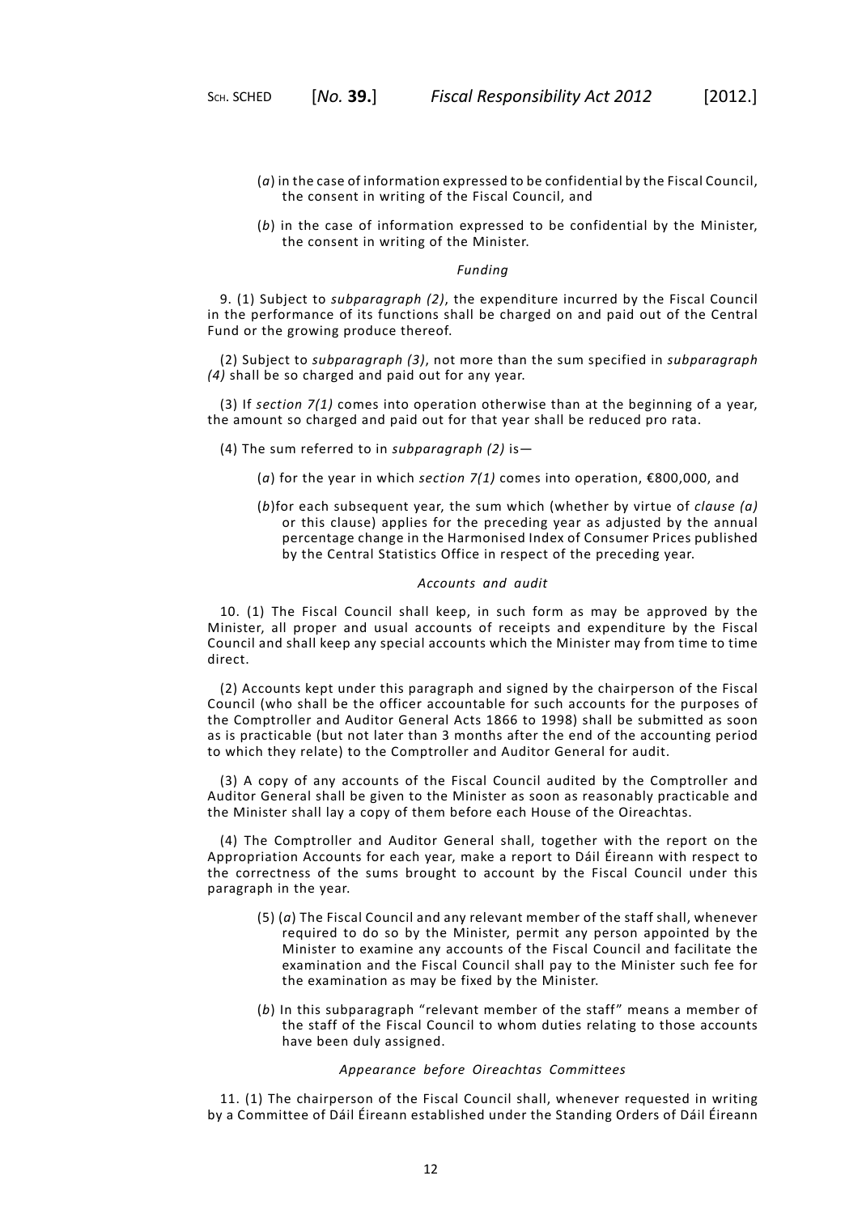(*a*) in the case of information expressed to be confidential by the Fiscal Council, the consent in writing of the Fiscal Council, and

(*b*) in the case of information expressed to be confidential by the Minister, the consent in writing of the Minister.

*Funding*

9. (1) Subject to *subparagraph (2)*, the expenditure incurred by the Fiscal Council in the performance of its functions shall be charged on and paid out of the Central Fund or the growing produce thereof.

(2) Subject to *subparagraph (3)*, not more than the sum specified in *subparagraph (4)* shall be so charged and paid out for any year.

(3) If *section 7(1)* comes into operation otherwise than at the beginning of a year, the amount so charged and paid out for that year shall be reduced pro rata.

(4) The sum referred to in *subparagraph (2)* is—

(*a*) for the year in which *section 7(1)* comes into operation, €800,000, and

(*b*)for each subsequent year, the sum which (whether by virtue of *clause (a)* or this clause) applies for the preceding year as adjusted by the annual percentage change in the Harmonised Index of Consumer Prices published by the Central Statistics Office in respect of the preceding year.

*Accounts and audit*

10. (1) The Fiscal Council shall keep, in such form as may be approved by the Minister, all proper and usual accounts of receipts and expenditure by the Fiscal Council and shall keep any special accounts which the Minister may from time to time direct.

(2) Accounts kept under this paragraph and signed by the chairperson of the Fiscal Council (who shall be the officer accountable for such accounts for the purposes of the Comptroller and Auditor General Acts 1866 to 1998) shall be submitted as soon as is practicable (but not later than 3 months after the end of the accounting period to which they relate) to the Comptroller and Auditor General for audit.

(3) A copy of any accounts of the Fiscal Council audited by the Comptroller and Auditor General shall be given to the Minister as soon as reasonably practicable and the Minister shall lay a copy of them before each House of the Oireachtas.

(4) The Comptroller and Auditor General shall, together with the report on the Appropriation Accounts for each year, make a report to Dáil Éireann with respect to the correctness of the sums brought to account by the Fiscal Council under this paragraph in the year.

(5) (*a*) The Fiscal Council and any relevant member of the staff shall, whenever required to do so by the Minister, permit any person appointed by the Minister to examine any accounts of the Fiscal Council and facilitate the examination and the Fiscal Council shall pay to the Minister such fee for the examination as may be fixed by the Minister.

(*b*) In this subparagraph "relevant member of the staff" means a member of the staff of the Fiscal Council to whom duties relating to those accounts have been duly assigned.

*Appearance before Oireachtas Committees*

11. (1) The chairperson of the Fiscal Council shall, whenever requested in writing by a Committee of Dáil Éireann established under the Standing Orders of Dáil Éireann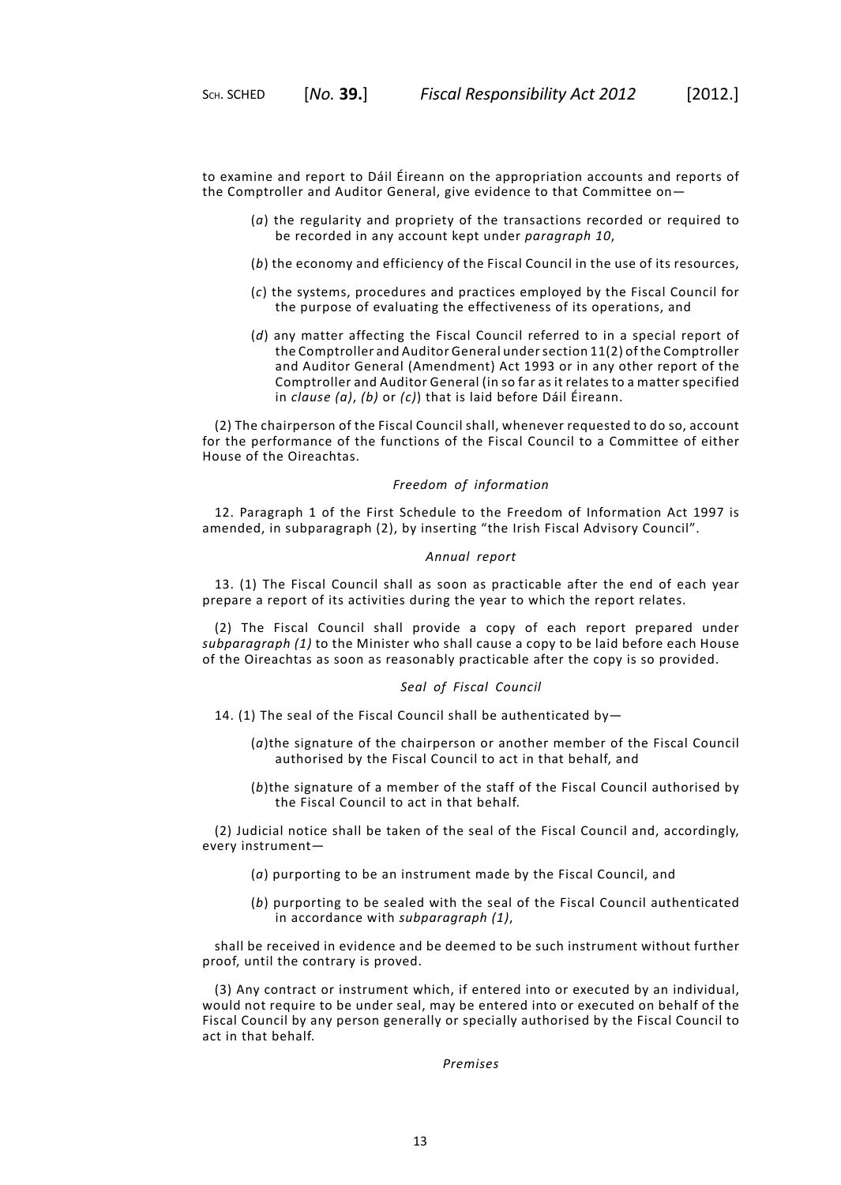to examine and report to Dáil Éireann on the appropriation accounts and reports of the Comptroller and Auditor General, give evidence to that Committee on—

(*a*) the regularity and propriety of the transactions recorded or required to be recorded in any account kept under *paragraph 10*,

(*b*) the economy and efficiency of the Fiscal Council in the use of its resources,

(*c*) the systems, procedures and practices employed by the Fiscal Council for the purpose of evaluating the effectiveness of its operations, and

(*d*) any matter affecting the Fiscal Council referred to in a special report of the Comptroller and Auditor General under section 11(2) of the Comptroller and Auditor General (Amendment) Act 1993 or in any other report of the Comptroller and Auditor General (in so far as it relates to a matter specified in *clause (a)*, *(b)* or *(c)*) that is laid before Dáil Éireann.

(2) The chairperson of the Fiscal Council shall, whenever requested to do so, account for the performance of the functions of the Fiscal Council to a Committee of either House of the Oireachtas.

*Freedom of information*

12. Paragraph 1 of the First Schedule to the Freedom of Information Act 1997 is amended, in subparagraph (2), by inserting "the Irish Fiscal Advisory Council".

*Annual report*

13. (1) The Fiscal Council shall as soon as practicable after the end of each year prepare a report of its activities during the year to which the report relates.

(2) The Fiscal Council shall provide a copy of each report prepared under *subparagraph (1)* to the Minister who shall cause a copy to be laid before each House of the Oireachtas as soon as reasonably practicable after the copy is so provided.

*Seal of Fiscal Council*

14. (1) The seal of the Fiscal Council shall be authenticated by—

(*a*)the signature of the chairperson or another member of the Fiscal Council authorised by the Fiscal Council to act in that behalf, and

(*b*)the signature of a member of the staff of the Fiscal Council authorised by the Fiscal Council to act in that behalf.

(2) Judicial notice shall be taken of the seal of the Fiscal Council and, accordingly, every instrument—

(*a*) purporting to be an instrument made by the Fiscal Council, and

(*b*) purporting to be sealed with the seal of the Fiscal Council authenticated in accordance with *subparagraph (1)*,

shall be received in evidence and be deemed to be such instrument without further proof, until the contrary is proved.

(3) Any contract or instrument which, if entered into or executed by an individual, would not require to be under seal, may be entered into or executed on behalf of the Fiscal Council by any person generally or specially authorised by the Fiscal Council to act in that behalf.

*Premises*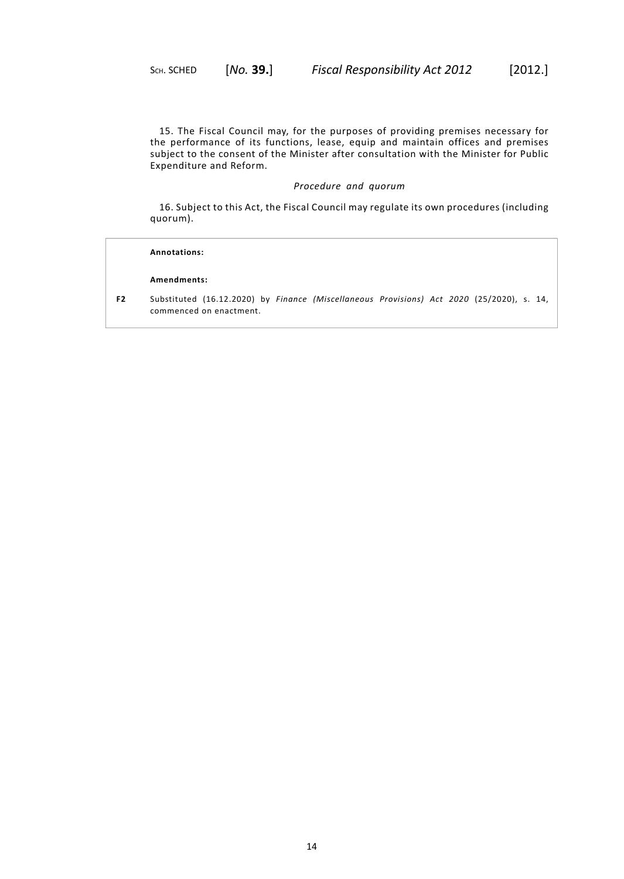15. The Fiscal Council may, for the purposes of providing premises necessary for the performance of its functions, lease, equip and maintain offices and premises subject to the consent of the Minister after consultation with the Minister for Public Expenditure and Reform.

*Procedure and quorum*

16. Subject to this Act, the Fiscal Council may regulate its own procedures (including quorum).

**Annotations:**

**Amendments:**

**F2** Substituted (16.12.2020) by *Finance (Miscellaneous Provisions) Act 2020* (25/2020), s. 14, commenced on enactment.